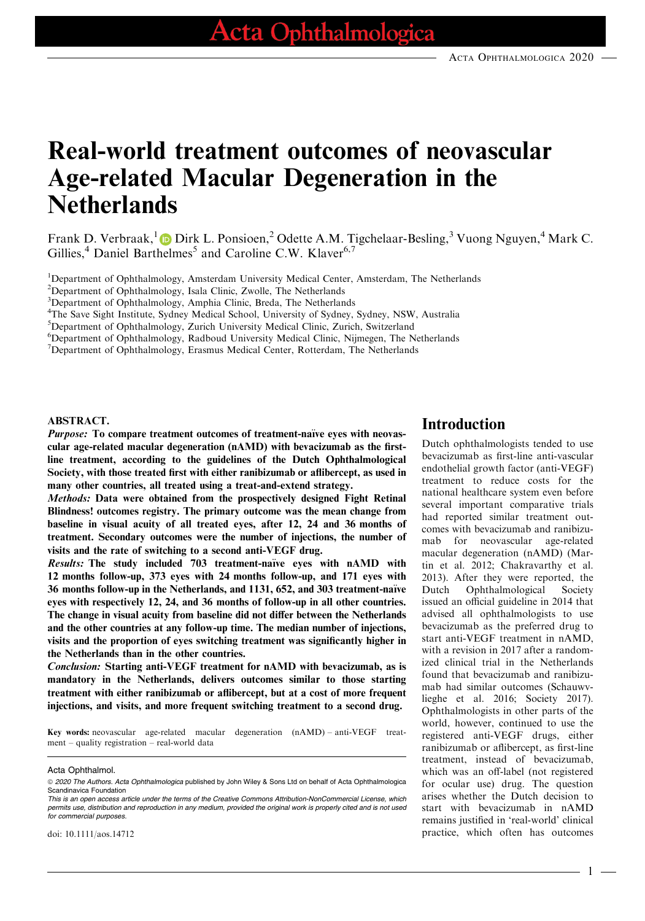# Real-world treatment outcomes of neovascular Age-related Macular Degeneration in the Netherlands

Frank D. Verbraak,[1] Dirk L. Ponsioen,[2] Odette A.M. Tigchelaar-Besling,[3] Vuong Nguyen,[4] Mark C. Gillies,[4] Daniel Barthelmes[5] and Caroline C.W. Klaver[6,7]

[1]Department of Ophthalmology, Amsterdam University Medical Center, Amsterdam, The Netherlands
[2]Department of Ophthalmology, Isala Clinic, Zwolle, The Netherlands
[3]Department of Ophthalmology, Amphia Clinic, Breda, The Netherlands
[4]The Save Sight Institute, Sydney Medical School, University of Sydney, Sydney, NSW, Australia
[5]Department of Ophthalmology, Zurich University Medical Clinic, Zurich, Switzerland
[6]Department of Ophthalmology, Radboud University Medical Clinic, Nijmegen, The Netherlands
[7]Department of Ophthalmology, Erasmus Medical Center, Rotterdam, The Netherlands

**ABSTRACT.**

***Purpose:*** **To compare treatment outcomes of treatment-naïve eyes with neovascular age-related macular degeneration (nAMD) with bevacizumab as the first-line treatment, according to the guidelines of the Dutch Ophthalmological Society, with those treated first with either ranibizumab or aflibercept, as used in many other countries, all treated using a treat-and-extend strategy.**

***Methods:*** **Data were obtained from the prospectively designed Fight Retinal Blindness! outcomes registry. The primary outcome was the mean change from baseline in visual acuity of all treated eyes, after 12, 24 and 36 months of treatment. Secondary outcomes were the number of injections, the number of visits and the rate of switching to a second anti-VEGF drug.**

***Results:*** **The study included 703 treatment-naïve eyes with nAMD with 12 months follow-up, 373 eyes with 24 months follow-up, and 171 eyes with 36 months follow-up in the Netherlands, and 1131, 652, and 303 treatment-naïve eyes with respectively 12, 24, and 36 months of follow-up in all other countries. The change in visual acuity from baseline did not differ between the Netherlands and the other countries at any follow-up time. The median number of injections, visits and the proportion of eyes switching treatment was significantly higher in the Netherlands than in the other countries.**

***Conclusion:*** **Starting anti-VEGF treatment for nAMD with bevacizumab, as is mandatory in the Netherlands, delivers outcomes similar to those starting treatment with either ranibizumab or aflibercept, but at a cost of more frequent injections, and visits, and more frequent switching treatment to a second drug.**

**Key words:** neovascular age-related macular degeneration (nAMD) – anti-VEGF treatment – quality registration – real-world data

Acta Ophthalmol.

© 2020 The Authors. *Acta Ophthalmologica* published by John Wiley & Sons Ltd on behalf of Acta Ophthalmologica Scandinavica Foundation

*This is an open access article under the terms of the Creative Commons Attribution-NonCommercial License, which permits use, distribution and reproduction in any medium, provided the original work is properly cited and is not used for commercial purposes.*

doi: 10.1111/aos.14712

## Introduction

Dutch ophthalmologists tended to use bevacizumab as first-line anti-vascular endothelial growth factor (anti-VEGF) treatment to reduce costs for the national healthcare system even before several important comparative trials had reported similar treatment outcomes with bevacizumab and ranibizumab for neovascular age-related macular degeneration (nAMD) (Martin et al. 2012; Chakravarthy et al. 2013). After they were reported, the Dutch Ophthalmological Society issued an official guideline in 2014 that advised all ophthalmologists to use bevacizumab as the preferred drug to start anti-VEGF treatment in nAMD, with a revision in 2017 after a randomized clinical trial in the Netherlands found that bevacizumab and ranibizumab had similar outcomes (Schauwvlieghe et al. 2016; Society 2017). Ophthalmologists in other parts of the world, however, continued to use the registered anti-VEGF drugs, either ranibizumab or aflibercept, as first-line treatment, instead of bevacizumab, which was an off-label (not registered for ocular use) drug. The question arises whether the Dutch decision to start with bevacizumab in nAMD remains justified in 'real-world' clinical practice, which often has outcomes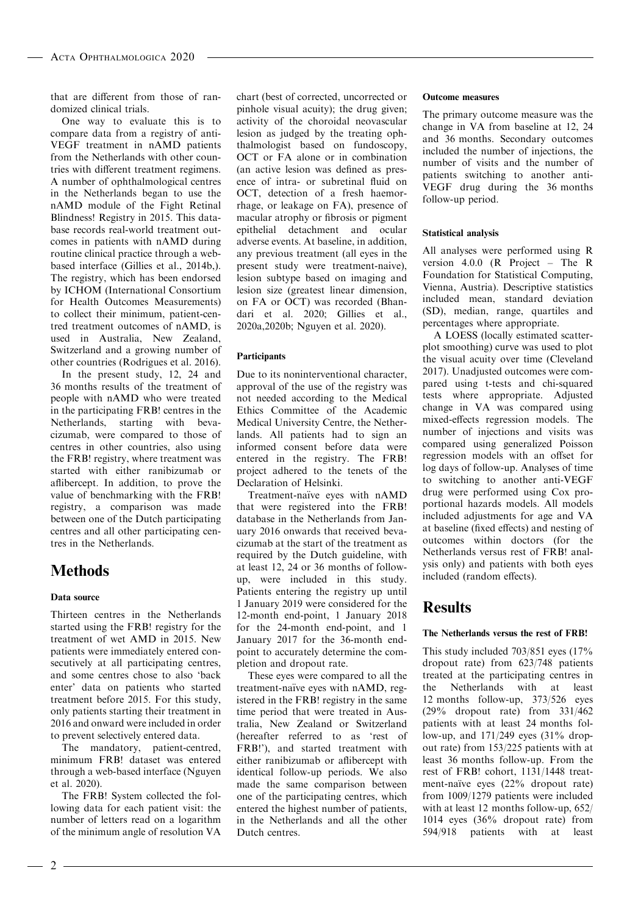that are different from those of randomized clinical trials.

One way to evaluate this is to compare data from a registry of anti-VEGF treatment in nAMD patients from the Netherlands with other countries with different treatment regimens. A number of ophthalmological centres in the Netherlands began to use the nAMD module of the Fight Retinal Blindness! Registry in 2015. This database records real-world treatment outcomes in patients with nAMD during routine clinical practice through a web-based interface (Gillies et al., 2014b,). The registry, which has been endorsed by ICHOM (International Consortium for Health Outcomes Measurements) to collect their minimum, patient-centred treatment outcomes of nAMD, is used in Australia, New Zealand, Switzerland and a growing number of other countries (Rodrigues et al. 2016).

In the present study, 12, 24 and 36 months results of the treatment of people with nAMD who were treated in the participating FRB! centres in the Netherlands, starting with bevacizumab, were compared to those of centres in other countries, also using the FRB! registry, where treatment was started with either ranibizumab or aflibercept. In addition, to prove the value of benchmarking with the FRB! registry, a comparison was made between one of the Dutch participating centres and all other participating centres in the Netherlands.

# Methods

### Data source

Thirteen centres in the Netherlands started using the FRB! registry for the treatment of wet AMD in 2015. New patients were immediately entered consecutively at all participating centres, and some centres chose to also 'back enter' data on patients who started treatment before 2015. For this study, only patients starting their treatment in 2016 and onward were included in order to prevent selectively entered data.

The mandatory, patient-centred, minimum FRB! dataset was entered through a web-based interface (Nguyen et al. 2020).

The FRB! System collected the following data for each patient visit: the number of letters read on a logarithm of the minimum angle of resolution VA chart (best of corrected, uncorrected or pinhole visual acuity); the drug given; activity of the choroidal neovascular lesion as judged by the treating ophthalmologist based on fundoscopy, OCT or FA alone or in combination (an active lesion was defined as presence of intra- or subretinal fluid on OCT, detection of a fresh haemorrhage, or leakage on FA), presence of macular atrophy or fibrosis or pigment epithelial detachment and ocular adverse events. At baseline, in addition, any previous treatment (all eyes in the present study were treatment-naive), lesion subtype based on imaging and lesion size (greatest linear dimension, on FA or OCT) was recorded (Bhandari et al. 2020; Gillies et al., 2020a,2020b; Nguyen et al. 2020).

### Participants

Due to its noninterventional character, approval of the use of the registry was not needed according to the Medical Ethics Committee of the Academic Medical University Centre, the Netherlands. All patients had to sign an informed consent before data were entered in the registry. The FRB! project adhered to the tenets of the Declaration of Helsinki.

Treatment-naïve eyes with nAMD that were registered into the FRB! database in the Netherlands from January 2016 onwards that received bevacizumab at the start of the treatment as required by the Dutch guideline, with at least 12, 24 or 36 months of follow-up, were included in this study. Patients entering the registry up until 1 January 2019 were considered for the 12-month end-point, 1 January 2018 for the 24-month end-point, and 1 January 2017 for the 36-month end-point to accurately determine the completion and dropout rate.

These eyes were compared to all the treatment-naïve eyes with nAMD, registered in the FRB! registry in the same time period that were treated in Australia, New Zealand or Switzerland (hereafter referred to as 'rest of FRB!'), and started treatment with either ranibizumab or aflibercept with identical follow-up periods. We also made the same comparison between one of the participating centres, which entered the highest number of patients, in the Netherlands and all the other Dutch centres.

### Outcome measures

The primary outcome measure was the change in VA from baseline at 12, 24 and 36 months. Secondary outcomes included the number of injections, the number of visits and the number of patients switching to another anti-VEGF drug during the 36 months follow-up period.

### Statistical analysis

All analyses were performed using R version 4.0.0 (R Project – The R Foundation for Statistical Computing, Vienna, Austria). Descriptive statistics included mean, standard deviation (SD), median, range, quartiles and percentages where appropriate.

A LOESS (locally estimated scatterplot smoothing) curve was used to plot the visual acuity over time (Cleveland 2017). Unadjusted outcomes were compared using t-tests and chi-squared tests where appropriate. Adjusted change in VA was compared using mixed-effects regression models. The number of injections and visits was compared using generalized Poisson regression models with an offset for log days of follow-up. Analyses of time to switching to another anti-VEGF drug were performed using Cox proportional hazards models. All models included adjustments for age and VA at baseline (fixed effects) and nesting of outcomes within doctors (for the Netherlands versus rest of FRB! analysis only) and patients with both eyes included (random effects).

# Results

### The Netherlands versus the rest of FRB!

This study included 703/851 eyes (17% dropout rate) from 623/748 patients treated at the participating centres in the Netherlands with at least 12 months follow-up, 373/526 eyes (29% dropout rate) from 331/462 patients with at least 24 months follow-up, and 171/249 eyes (31% dropout rate) from 153/225 patients with at least 36 months follow-up. From the rest of FRB! cohort, 1131/1448 treatment-naïve eyes (22% dropout rate) from 1009/1279 patients were included with at least 12 months follow-up, 652/1014 eyes (36% dropout rate) from 594/918 patients with at least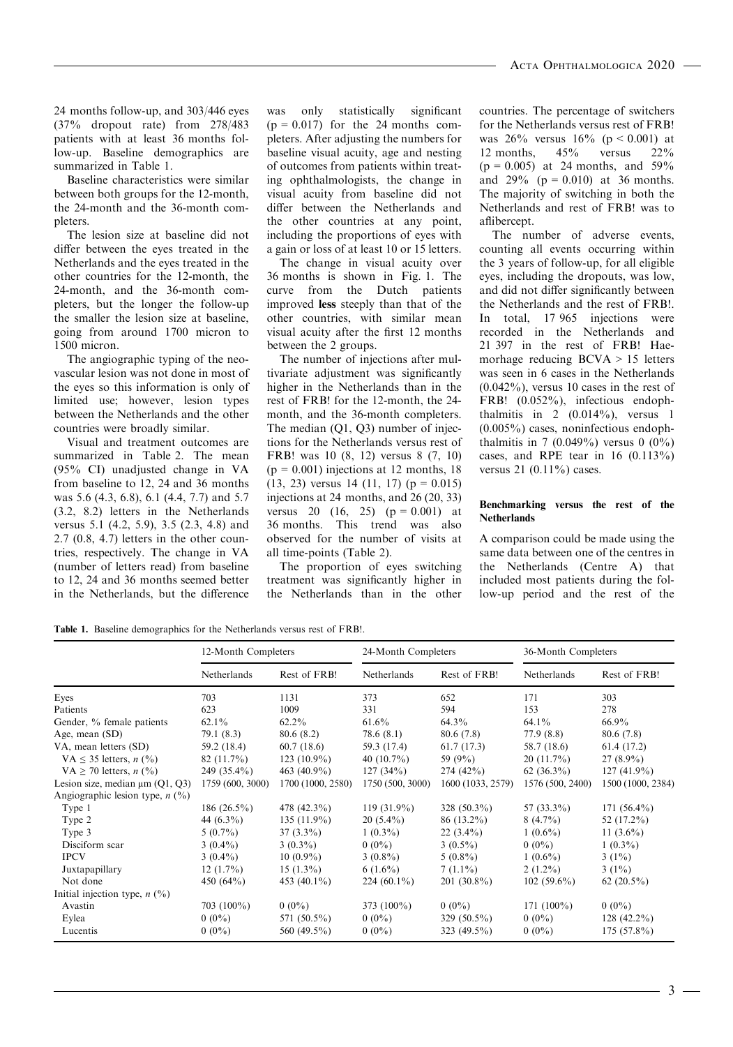24 months follow-up, and 303/446 eyes (37% dropout rate) from 278/483 patients with at least 36 months follow-up. Baseline demographics are summarized in Table 1.

Baseline characteristics were similar between both groups for the 12-month, the 24-month and the 36-month completers.

The lesion size at baseline did not differ between the eyes treated in the Netherlands and the eyes treated in the other countries for the 12-month, the 24-month, and the 36-month completers, but the longer the follow-up the smaller the lesion size at baseline, going from around 1700 micron to 1500 micron.

The angiographic typing of the neovascular lesion was not done in most of the eyes so this information is only of limited use; however, lesion types between the Netherlands and the other countries were broadly similar.

Visual and treatment outcomes are summarized in Table 2. The mean (95% CI) unadjusted change in VA from baseline to 12, 24 and 36 months was 5.6 (4.3, 6.8), 6.1 (4.4, 7.7) and 5.7 (3.2, 8.2) letters in the Netherlands versus 5.1 (4.2, 5.9), 3.5 (2.3, 4.8) and 2.7 (0.8, 4.7) letters in the other countries, respectively. The change in VA (number of letters read) from baseline to 12, 24 and 36 months seemed better in the Netherlands, but the difference was only statistically significant ($p = 0.017$) for the 24 months completers. After adjusting the numbers for baseline visual acuity, age and nesting of outcomes from patients within treating ophthalmologists, the change in visual acuity from baseline did not differ between the Netherlands and the other countries at any point, including the proportions of eyes with a gain or loss of at least 10 or 15 letters.

The change in visual acuity over 36 months is shown in Fig. 1. The curve from the Dutch patients improved **less** steeply than that of the other countries, with similar mean visual acuity after the first 12 months between the 2 groups.

The number of injections after multivariate adjustment was significantly higher in the Netherlands than in the rest of FRB! for the 12-month, the 24-month, and the 36-month completers. The median (Q1, Q3) number of injections for the Netherlands versus rest of FRB! was 10 (8, 12) versus 8 (7, 10) ($p = 0.001$) injections at 12 months, 18 (13, 23) versus 14 (11, 17) ($p = 0.015$) injections at 24 months, and 26 (20, 33) versus 20 (16, 25) ($p = 0.001$) at 36 months. This trend was also observed for the number of visits at all time-points (Table 2).

The proportion of eyes switching treatment was significantly higher in the Netherlands than in the other countries. The percentage of switchers for the Netherlands versus rest of FRB! was 26% versus 16% ($p < 0.001$) at 12 months, 45% versus 22% ($p = 0.005$) at 24 months, and 59% and 29% ($p = 0.010$) at 36 months. The majority of switching in both the Netherlands and rest of FRB! was to aflibercept.

The number of adverse events, counting all events occurring within the 3 years of follow-up, for all eligible eyes, including the dropouts, was low, and did not differ significantly between the Netherlands and the rest of FRB!. In total, 17 965 injections were recorded in the Netherlands and 21 397 in the rest of FRB! Haemorhage reducing BCVA > 15 letters was seen in 6 cases in the Netherlands (0.042%), versus 10 cases in the rest of FRB! (0.052%), infectious endophthalmitis in 2 (0.014%), versus 1 (0.005%) cases, noninfectious endophthalmitis in 7 (0.049%) versus 0 (0%) cases, and RPE tear in 16 (0.113%) versus 21 (0.11%) cases.

#### Benchmarking versus the rest of the Netherlands

A comparison could be made using the same data between one of the centres in the Netherlands (Centre A) that included most patients during the follow-up period and the rest of the

**Table 1.** Baseline demographics for the Netherlands versus rest of FRB!.

| | 12-Month Completers | | 24-Month Completers | | 36-Month Completers | |
|---|---|---|---|---|---|---|
| | Netherlands | Rest of FRB! | Netherlands | Rest of FRB! | Netherlands | Rest of FRB! |
| Eyes | 703 | 1131 | 373 | 652 | 171 | 303 |
| Patients | 623 | 1009 | 331 | 594 | 153 | 278 |
| Gender, % female patients | 62.1% | 62.2% | 61.6% | 64.3% | 64.1% | 66.9% |
| Age, mean (SD) | 79.1 (8.3) | 80.6 (8.2) | 78.6 (8.1) | 80.6 (7.8) | 77.9 (8.8) | 80.6 (7.8) |
| VA, mean letters (SD) | 59.2 (18.4) | 60.7 (18.6) | 59.3 (17.4) | 61.7 (17.3) | 58.7 (18.6) | 61.4 (17.2) |
| VA ≤ 35 letters, *n* (%) | 82 (11.7%) | 123 (10.9%) | 40 (10.7%) | 59 (9%) | 20 (11.7%) | 27 (8.9%) |
| VA ≥ 70 letters, *n* (%) | 249 (35.4%) | 463 (40.9%) | 127 (34%) | 274 (42%) | 62 (36.3%) | 127 (41.9%) |
| Lesion size, median μm (Q1, Q3) | 1759 (600, 3000) | 1700 (1000, 2580) | 1750 (500, 3000) | 1600 (1033, 2579) | 1576 (500, 2400) | 1500 (1000, 2384) |
| Angiographic lesion type, *n* (%) | | | | | | |
| Type 1 | 186 (26.5%) | 478 (42.3%) | 119 (31.9%) | 328 (50.3%) | 57 (33.3%) | 171 (56.4%) |
| Type 2 | 44 (6.3%) | 135 (11.9%) | 20 (5.4%) | 86 (13.2%) | 8 (4.7%) | 52 (17.2%) |
| Type 3 | 5 (0.7%) | 37 (3.3%) | 1 (0.3%) | 22 (3.4%) | 1 (0.6%) | 11 (3.6%) |
| Disciform scar | 3 (0.4%) | 3 (0.3%) | 0 (0%) | 3 (0.5%) | 0 (0%) | 1 (0.3%) |
| IPCV | 3 (0.4%) | 10 (0.9%) | 3 (0.8%) | 5 (0.8%) | 1 (0.6%) | 3 (1%) |
| Juxtapapillary | 12 (1.7%) | 15 (1.3%) | 6 (1.6%) | 7 (1.1%) | 2 (1.2%) | 3 (1%) |
| Not done | 450 (64%) | 453 (40.1%) | 224 (60.1%) | 201 (30.8%) | 102 (59.6%) | 62 (20.5%) |
| Initial injection type, *n* (%) | | | | | | |
| Avastin | 703 (100%) | 0 (0%) | 373 (100%) | 0 (0%) | 171 (100%) | 0 (0%) |
| Eylea | 0 (0%) | 571 (50.5%) | 0 (0%) | 329 (50.5%) | 0 (0%) | 128 (42.2%) |
| Lucentis | 0 (0%) | 560 (49.5%) | 0 (0%) | 323 (49.5%) | 0 (0%) | 175 (57.8%) |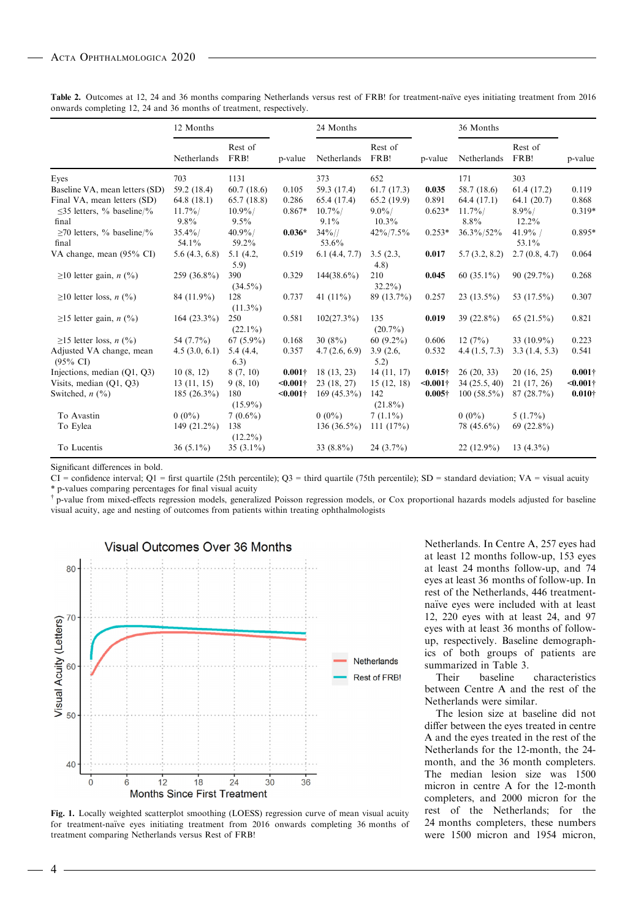**Table 2.** Outcomes at 12, 24 and 36 months comparing Netherlands versus rest of FRB! for treatment-naïve eyes initiating treatment from 2016 onwards completing 12, 24 and 36 months of treatment, respectively.

| | 12 Months | | | 24 Months | | | 36 Months | | |
|---|---|---|---|---|---|---|---|---|---|
| | Netherlands | Rest of FRB! | p-value | Netherlands | Rest of FRB! | p-value | Netherlands | Rest of FRB! | p-value |
| Eyes | 703 | 1131 | | 373 | 652 | | 171 | 303 | |
| Baseline VA, mean letters (SD) | 59.2 (18.4) | 60.7 (18.6) | 0.105 | 59.3 (17.4) | 61.7 (17.3) | **0.035** | 58.7 (18.6) | 61.4 (17.2) | 0.119 |
| Final VA, mean letters (SD) | 64.8 (18.1) | 65.7 (18.8) | 0.286 | 65.4 (17.4) | 65.2 (19.9) | 0.891 | 64.4 (17.1) | 64.1 (20.7) | 0.868 |
| ≤35 letters, % baseline/% final | 11.7%/ 9.8% | 10.9%/ 9.5% | 0.867* | 10.7%/ 9.1% | 9.0%/ 10.3% | 0.623* | 11.7%/ 8.8% | 8.9%/ 12.2% | 0.319* |
| ≥70 letters, % baseline/% final | 35.4%/ 54.1% | 40.9%/ 59.2% | **0.036*** | 34%// 53.6% | 42%/7.5% | 0.253* | 36.3%/52% | 41.9% / 53.1% | 0.895* |
| VA change, mean (95% CI) | 5.6 (4.3, 6.8) | 5.1 (4.2, 5.9) | 0.519 | 6.1 (4.4, 7.7) | 3.5 (2.3, 4.8) | **0.017** | 5.7 (3.2, 8.2) | 2.7 (0.8, 4.7) | 0.064 |
| ≥10 letter gain, n (%) | 259 (36.8%) | 390 (34.5%) | 0.329 | 144(38.6%) | 210 (32.2%) | **0.045** | 60 (35.1%) | 90 (29.7%) | 0.268 |
| ≥10 letter loss, n (%) | 84 (11.9%) | 128 (11.3%) | 0.737 | 41 (11%) | 89 (13.7%) | 0.257 | 23 (13.5%) | 53 (17.5%) | 0.307 |
| ≥15 letter gain, n (%) | 164 (23.3%) | 250 (22.1%) | 0.581 | 102(27.3%) | 135 (20.7%) | **0.019** | 39 (22.8%) | 65 (21.5%) | 0.821 |
| ≥15 letter loss, n (%) | 54 (7.7%) | 67 (5.9%) | 0.168 | 30 (8%) | 60 (9.2%) | 0.606 | 12 (7%) | 33 (10.9%) | 0.223 |
| Adjusted VA change, mean (95% CI) | 4.5 (3.0, 6.1) | 5.4 (4.4, 6.3) | 0.357 | 4.7 (2.6, 6.9) | 3.9 (2.6, 5.2) | 0.532 | 4.4 (1.5, 7.3) | 3.3 (1.4, 5.3) | 0.541 |
| Injections, median (Q1, Q3) | 10 (8, 12) | 8 (7, 10) | **0.001†** | 18 (13, 23) | 14 (11, 17) | **0.015†** | 26 (20, 33) | 20 (16, 25) | **0.001†** |
| Visits, median (Q1, Q3) | 13 (11, 15) | 9 (8, 10) | **<0.001†** | 23 (18, 27) | 15 (12, 18) | **<0.001†** | 34 (25.5, 40) | 21 (17, 26) | **<0.001†** |
| Switched, n (%) | 185 (26.3%) | 180 (15.9%) | **<0.001†** | 169 (45.3%) | 142 (21.8%) | **0.005†** | 100 (58.5%) | 87 (28.7%) | **0.010†** |
| To Avastin | 0 (0%) | 7 (0.6%) | | 0 (0%) | 7 (1.1%) | | 0 (0%) | 5 (1.7%) | |
| To Eylea | 149 (21.2%) | 138 (12.2%) | | 136 (36.5%) | 111 (17%) | | 78 (45.6%) | 69 (22.8%) | |
| To Lucentis | 36 (5.1%) | 35 (3.1%) | | 33 (8.8%) | 24 (3.7%) | | 22 (12.9%) | 13 (4.3%) | |

Significant differences in bold.

CI = confidence interval; Q1 = first quartile (25th percentile); Q3 = third quartile (75th percentile); SD = standard deviation; VA = visual acuity

\* p-values comparing percentages for final visual acuity

† p-value from mixed-effects regression models, generalized Poisson regression models, or Cox proportional hazards models adjusted for baseline visual acuity, age and nesting of outcomes from patients within treating ophthalmologists

**Fig. 1.** Locally weighted scatterplot smoothing (LOESS) regression curve of mean visual acuity for treatment-naïve eyes initiating treatment from 2016 onwards completing 36 months of treatment comparing Netherlands versus Rest of FRB!

Netherlands. In Centre A, 257 eyes had at least 12 months follow-up, 153 eyes at least 24 months follow-up, and 74 eyes at least 36 months of follow-up. In rest of the Netherlands, 446 treatment-naïve eyes were included with at least 12, 220 eyes with at least 24, and 97 eyes with at least 36 months of follow-up, respectively. Baseline demographics of both groups of patients are summarized in Table 3.

Their baseline characteristics between Centre A and the rest of the Netherlands were similar.

The lesion size at baseline did not differ between the eyes treated in centre A and the eyes treated in the rest of the Netherlands for the 12-month, the 24-month, and the 36 month completers. The median lesion size was 1500 micron in centre A for the 12-month completers, and 2000 micron for the rest of the Netherlands; for the 24 months completers, these numbers were 1500 micron and 1954 micron,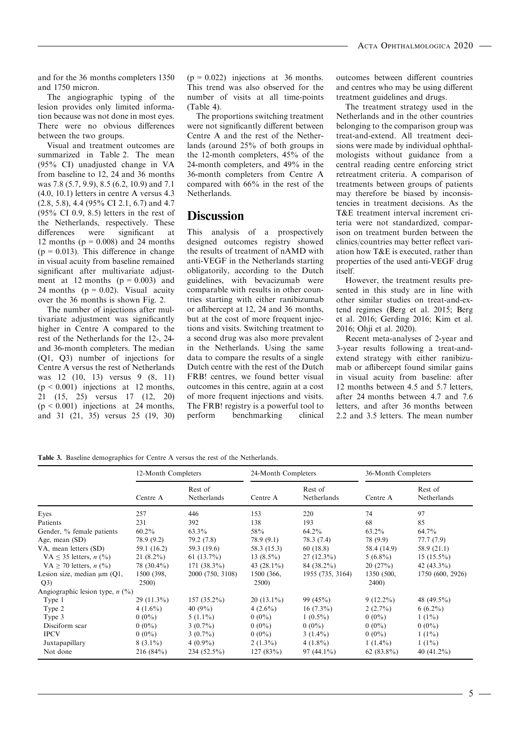and for the 36 months completers 1350 and 1750 micron.

The angiographic typing of the lesion provides only limited information because was not done in most eyes. There were no obvious differences between the two groups.

Visual and treatment outcomes are summarized in Table 2. The mean (95% CI) unadjusted change in VA from baseline to 12, 24 and 36 months was 7.8 (5.7, 9.9), 8.5 (6.2, 10.9) and 7.1 (4.0, 10.1) letters in centre A versus 4.3 (2.8, 5.8), 4.4 (95% CI 2.1, 6.7) and 4.7 (95% CI 0.9, 8.5) letters in the rest of the Netherlands, respectively. These differences were significant at 12 months ($p = 0.008$) and 24 months ($p = 0.013$). This difference in change in visual acuity from baseline remained significant after multivariate adjustment at 12 months ($p = 0.003$) and 24 months ($p = 0.02$). Visual acuity over the 36 months is shown Fig. 2.

The number of injections after multivariate adjustment was significantly higher in Centre A compared to the rest of the Netherlands for the 12-, 24- and 36-month completers. The median (Q1, Q3) number of injections for Centre A versus the rest of Netherlands was 12 (10, 13) versus 9 (8, 11) ($p < 0.001$) injections at 12 months, 21 (15, 25) versus 17 (12, 20) ($p < 0.001$) injections at 24 months, and 31 (21, 35) versus 25 (19, 30) ($p = 0.022$) injections at 36 months. This trend was also observed for the number of visits at all time-points (Table 4).

The proportions switching treatment were not significantly different between Centre A and the rest of the Netherlands (around 25% of both groups in the 12-month completers, 45% of the 24-month completers, and 49% in the 36-month completers from Centre A compared with 66% in the rest of the Netherlands.

## Discussion

This analysis of a prospectively designed outcomes registry showed the results of treatment of nAMD with anti-VEGF in the Netherlands starting obligatorily, according to the Dutch guidelines, with bevacizumab were comparable with results in other countries starting with either ranibizumab or aflibercept at 12, 24 and 36 months, but at the cost of more frequent injections and visits. Switching treatment to a second drug was also more prevalent in the Netherlands. Using the same data to compare the results of a single Dutch centre with the rest of the Dutch FRB! centres, we found better visual outcomes in this centre, again at a cost of more frequent injections and visits. The FRB! registry is a powerful tool to perform benchmarking clinical outcomes between different countries and centres who may be using different treatment guidelines and drugs.

The treatment strategy used in the Netherlands and in the other countries belonging to the comparison group was treat-and-extend. All treatment decisions were made by individual ophthalmologists without guidance from a central reading centre enforcing strict retreatment criteria. A comparison of treatments between groups of patients may therefore be biased by inconsistencies in treatment decisions. As the T&E treatment interval increment criteria were not standardized, comparison on treatment burden between the clinics/countries may better reflect variation how T&E is executed, rather than properties of the used anti-VEGF drug itself.

However, the treatment results presented in this study are in line with other similar studies on treat-and-extend regimes (Berg et al. 2015; Berg et al. 2016; Gerding 2016; Kim et al. 2016; Ohji et al. 2020).

Recent meta-analyses of 2-year and 3-year results following a treat-and-extend strategy with either ranibizumab or aflibercept found similar gains in visual acuity from baseline: after 12 months between 4.5 and 5.7 letters, after 24 months between 4.7 and 7.6 letters, and after 36 months between 2.2 and 3.5 letters. The mean number

**Table 3.** Baseline demographics for Centre A versus the rest of the Netherlands.

| | 12-Month Completers | | 24-Month Completers | | 36-Month Completers | |
|---|---|---|---|---|---|---|
| | Centre A | Rest of Netherlands | Centre A | Rest of Netherlands | Centre A | Rest of Netherlands |
| Eyes | 257 | 446 | 153 | 220 | 74 | 97 |
| Patients | 231 | 392 | 138 | 193 | 68 | 85 |
| Gender, % female patients | 60.2% | 63.3% | 58% | 64.2% | 63.2% | 64.7% |
| Age, mean (SD) | 78.9 (9.2) | 79.2 (7.8) | 78.9 (9.1) | 78.3 (7.4) | 78 (9.9) | 77.7 (7.9) |
| VA, mean letters (SD) | 59.1 (16.2) | 59.3 (19.6) | 58.3 (15.3) | 60 (18.8) | 58.4 (14.9) | 58.9 (21.1) |
| VA ≤ 35 letters, *n* (%) | 21 (8.2%) | 61 (13.7%) | 13 (8.5%) | 27 (12.3%) | 5 (6.8%) | 15 (15.5%) |
| VA ≥ 70 letters, *n* (%) | 78 (30.4%) | 171 (38.3%) | 43 (28.1%) | 84 (38.2%) | 20 (27%) | 42 (43.3%) |
| Lesion size, median μm (Q1, Q3) | 1500 (398, 2500) | 2000 (750, 3108) | 1500 (366, 2500) | 1955 (735, 3164) | 1350 (500, 2400) | 1750 (600, 2926) |
| Angiographic lesion type, *n* (%) | | | | | | |
| Type 1 | 29 (11.3%) | 157 (35.2%) | 20 (13.1%) | 99 (45%) | 9 (12.2%) | 48 (49.5%) |
| Type 2 | 4 (1.6%) | 40 (9%) | 4 (2.6%) | 16 (7.3%) | 2 (2.7%) | 6 (6.2%) |
| Type 3 | 0 (0%) | 5 (1.1%) | 0 (0%) | 1 (0.5%) | 0 (0%) | 1 (1%) |
| Disciform scar | 0 (0%) | 3 (0.7%) | 0 (0%) | 0 (0%) | 0 (0%) | 0 (0%) |
| IPCV | 0 (0%) | 3 (0.7%) | 0 (0%) | 3 (1.4%) | 0 (0%) | 1 (1%) |
| Juxtapapillary | 8 (3.1%) | 4 (0.9%) | 2 (1.3%) | 4 (1.8%) | 1 (1.4%) | 1 (1%) |
| Not done | 216 (84%) | 234 (52.5%) | 127 (83%) | 97 (44.1%) | 62 (83.8%) | 40 (41.2%) |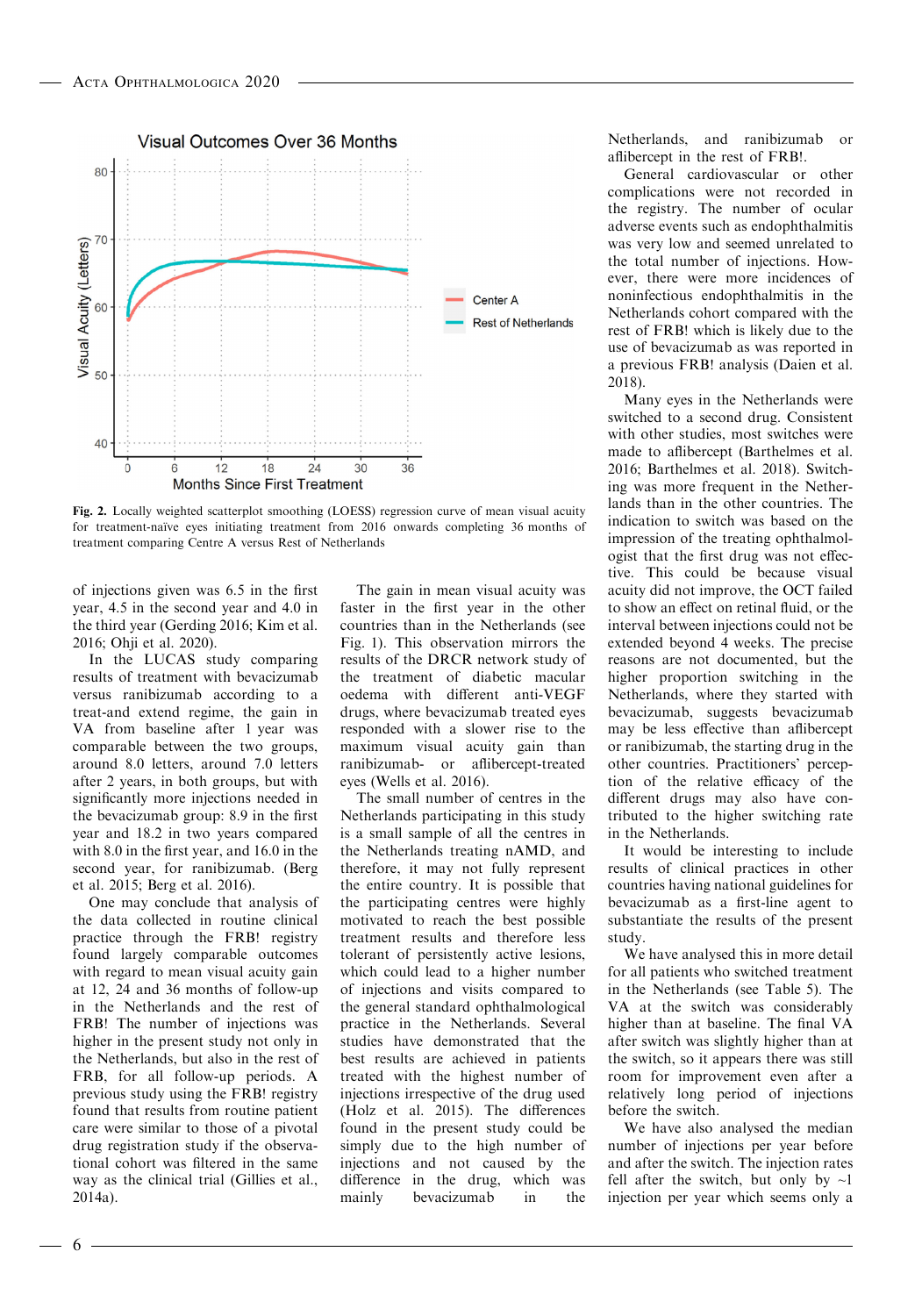**Fig. 2.** Locally weighted scatterplot smoothing (LOESS) regression curve of mean visual acuity for treatment-naïve eyes initiating treatment from 2016 onwards completing 36 months of treatment comparing Centre A versus Rest of Netherlands

of injections given was 6.5 in the first year, 4.5 in the second year and 4.0 in the third year (Gerding 2016; Kim et al. 2016; Ohji et al. 2020).

In the LUCAS study comparing results of treatment with bevacizumab versus ranibizumab according to a treat-and extend regime, the gain in VA from baseline after 1 year was comparable between the two groups, around 8.0 letters, and around 7.0 letters after 2 years, in both groups, but with significantly more injections needed in the bevacizumab group: 8.9 in the first year and 18.2 in two years compared with 8.0 in the first year, and 16.0 in the second year, for ranibizumab. (Berg et al. 2015; Berg et al. 2016).

One may conclude that analysis of the data collected in routine clinical practice through the FRB! registry found largely comparable outcomes with regard to mean visual acuity gain at 12, 24 and 36 months of follow-up in the Netherlands and the rest of FRB! The number of injections was higher in the present study not only in the Netherlands, but also in the rest of FRB, for all follow-up periods. A previous study using the FRB! registry found that results from routine patient care were similar to those of a pivotal drug registration study if the observational cohort was filtered in the same way as the clinical trial (Gillies et al., 2014a).

The gain in mean visual acuity was faster in the first year in the other countries than in the Netherlands (see Fig. 1). This observation mirrors the results of the DRCR network study of the treatment of diabetic macular oedema with different anti-VEGF drugs, where bevacizumab treated eyes responded with a slower rise to the maximum visual acuity gain than ranibizumab- or aflibercept-treated eyes (Wells et al. 2016).

The small number of centres in the Netherlands participating in this study is a small sample of all the centres in the Netherlands treating nAMD, and therefore, it may not fully represent the entire country. It is possible that the participating centres were highly motivated to reach the best possible treatment results and therefore less tolerant of persistently active lesions, which could lead to a higher number of injections and visits compared to the general standard ophthalmological practice in the Netherlands. Several studies have demonstrated that the best results are achieved in patients treated with the highest number of injections irrespective of the drug used (Holz et al. 2015). The differences found in the present study could be simply due to the high number of injections and not caused by the difference in the drug, which was mainly bevacizumab in the Netherlands, and ranibizumab or aflibercept in the rest of FRB!.

General cardiovascular or other complications were not recorded in the registry. The number of ocular adverse events such as endophthalmitis was very low and seemed unrelated to the total number of injections. However, there were more incidences of noninfectious endophthalmitis in the Netherlands cohort compared with the rest of FRB! which is likely due to the use of bevacizumab as was reported in a previous FRB! analysis (Daien et al. 2018).

Many eyes in the Netherlands were switched to a second drug. Consistent with other studies, most switches were made to aflibercept (Barthelmes et al. 2016; Barthelmes et al. 2018). Switching was more frequent in the Netherlands than in the other countries. The indication to switch was based on the impression of the treating ophthalmologist that the first drug was not effective. This could be because visual acuity did not improve, the OCT failed to show an effect on retinal fluid, or the interval between injections could not be extended beyond 4 weeks. The precise reasons are not documented, but the higher proportion switching in the Netherlands, where they started with bevacizumab, suggests bevacizumab may be less effective than aflibercept or ranibizumab, the starting drug in the other countries. Practitioners' perception of the relative efficacy of the different drugs may also have contributed to the higher switching rate in the Netherlands.

It would be interesting to include results of clinical practices in other countries having national guidelines for bevacizumab as a first-line agent to substantiate the results of the present study.

We have analysed this in more detail for all patients who switched treatment in the Netherlands (see Table 5). The VA at the switch was considerably higher than at baseline. The final VA after switch was slightly higher than at the switch, so it appears there was still room for improvement even after a relatively long period of injections before the switch.

We have also analysed the median number of injections per year before and after the switch. The injection rates fell after the switch, but only by ~1 injection per year which seems only a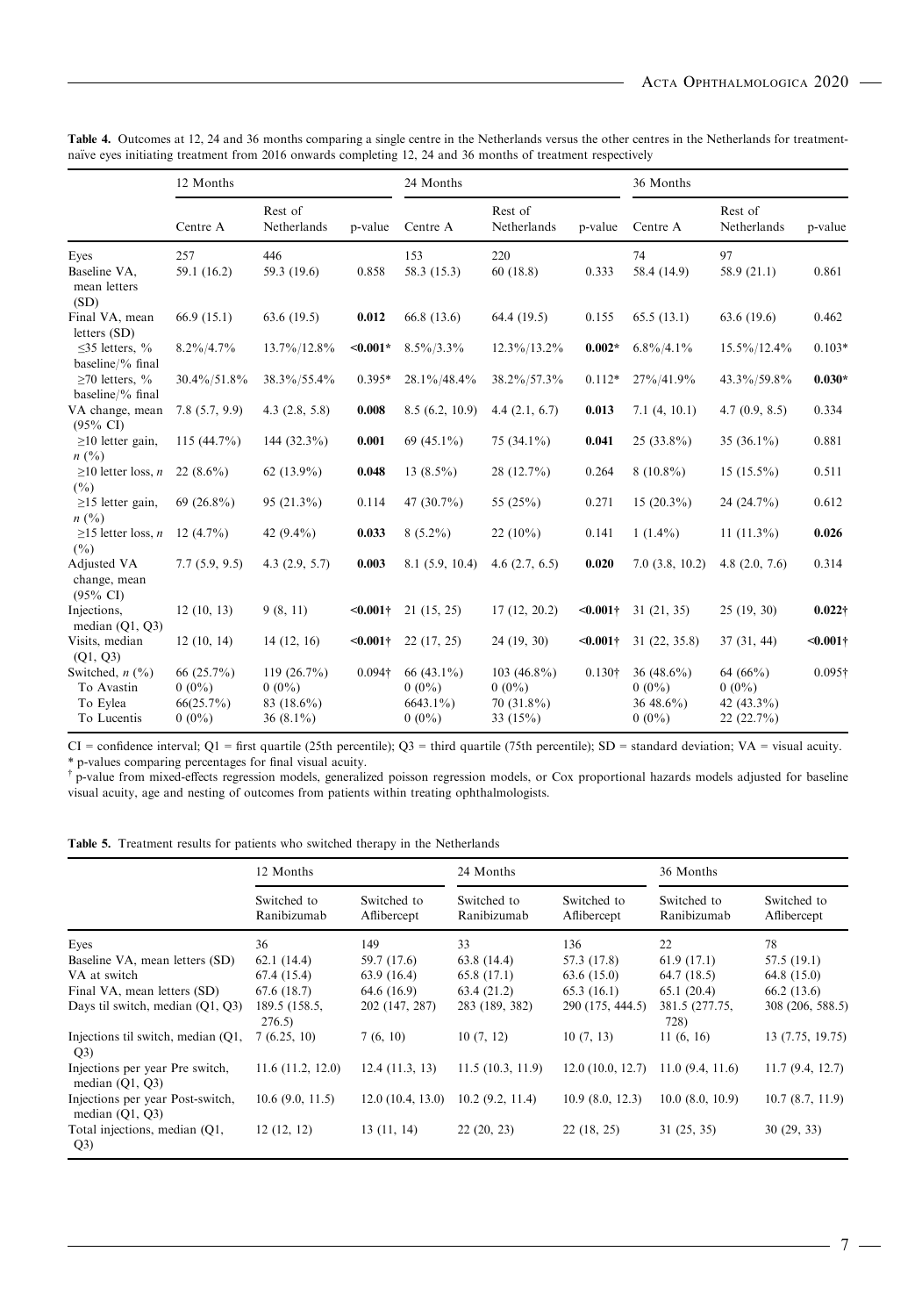**Table 4.** Outcomes at 12, 24 and 36 months comparing a single centre in the Netherlands versus the other centres in the Netherlands for treatment-naïve eyes initiating treatment from 2016 onwards completing 12, 24 and 36 months of treatment respectively

| | 12 Months | | | 24 Months | | | 36 Months | | |
|---|---|---|---|---|---|---|---|---|---|
| | Centre A | Rest of Netherlands | p-value | Centre A | Rest of Netherlands | p-value | Centre A | Rest of Netherlands | p-value |
| Eyes | 257 | 446 | | 153 | 220 | | 74 | 97 | |
| Baseline VA, mean letters (SD) | 59.1 (16.2) | 59.3 (19.6) | 0.858 | 58.3 (15.3) | 60 (18.8) | 0.333 | 58.4 (14.9) | 58.9 (21.1) | 0.861 |
| Final VA, mean letters (SD) | 66.9 (15.1) | 63.6 (19.5) | **0.012** | 66.8 (13.6) | 64.4 (19.5) | 0.155 | 65.5 (13.1) | 63.6 (19.6) | 0.462 |
| ≤35 letters, % baseline/% final | 8.2%/4.7% | 13.7%/12.8% | **<0.001*** | 8.5%/3.3% | 12.3%/13.2% | **0.002*** | 6.8%/4.1% | 15.5%/12.4% | 0.103* |
| ≥70 letters, % baseline/% final | 30.4%/51.8% | 38.3%/55.4% | 0.395* | 28.1%/48.4% | 38.2%/57.3% | 0.112* | 27%/41.9% | 43.3%/59.8% | **0.030*** |
| VA change, mean (95% CI) | 7.8 (5.7, 9.9) | 4.3 (2.8, 5.8) | **0.008** | 8.5 (6.2, 10.9) | 4.4 (2.1, 6.7) | **0.013** | 7.1 (4, 10.1) | 4.7 (0.9, 8.5) | 0.334 |
| ≥10 letter gain, *n* (%) | 115 (44.7%) | 144 (32.3%) | **0.001** | 69 (45.1%) | 75 (34.1%) | **0.041** | 25 (33.8%) | 35 (36.1%) | 0.881 |
| ≥10 letter loss, *n* (%) | 22 (8.6%) | 62 (13.9%) | **0.048** | 13 (8.5%) | 28 (12.7%) | 0.264 | 8 (10.8%) | 15 (15.5%) | 0.511 |
| ≥15 letter gain, *n* (%) | 69 (26.8%) | 95 (21.3%) | 0.114 | 47 (30.7%) | 55 (25%) | 0.271 | 15 (20.3%) | 24 (24.7%) | 0.612 |
| ≥15 letter loss, *n* (%) | 12 (4.7%) | 42 (9.4%) | **0.033** | 8 (5.2%) | 22 (10%) | 0.141 | 1 (1.4%) | 11 (11.3%) | **0.026** |
| Adjusted VA change, mean (95% CI) | 7.7 (5.9, 9.5) | 4.3 (2.9, 5.7) | **0.003** | 8.1 (5.9, 10.4) | 4.6 (2.7, 6.5) | **0.020** | 7.0 (3.8, 10.2) | 4.8 (2.0, 7.6) | 0.314 |
| Injections, median (Q1, Q3) | 12 (10, 13) | 9 (8, 11) | **<0.001†** | 21 (15, 25) | 17 (12, 20.2) | **<0.001†** | 31 (21, 35) | 25 (19, 30) | **0.022†** |
| Visits, median (Q1, Q3) | 12 (10, 14) | 14 (12, 16) | **<0.001†** | 22 (17, 25) | 24 (19, 30) | **<0.001†** | 31 (22, 35.8) | 37 (31, 44) | **<0.001†** |
| Switched, *n* (%) | 66 (25.7%) | 119 (26.7%) | 0.094† | 66 (43.1%) | 103 (46.8%) | 0.130† | 36 (48.6%) | 64 (66%) | 0.095† |
| To Avastin | 0 (0%) | 0 (0%) | | 0 (0%) | 0 (0%) | | 0 (0%) | 0 (0%) | |
| To Eylea | 66(25.7%) | 83 (18.6%) | | 6643.1%) | 70 (31.8%) | | 36 48.6%) | 42 (43.3%) | |
| To Lucentis | 0 (0%) | 36 (8.1%) | | 0 (0%) | 33 (15%) | | 0 (0%) | 22 (22.7%) | |

CI = confidence interval; Q1 = first quartile (25th percentile); Q3 = third quartile (75th percentile); SD = standard deviation; VA = visual acuity.
\* p-values comparing percentages for final visual acuity.
† p-value from mixed-effects regression models, generalized poisson regression models, or Cox proportional hazards models adjusted for baseline visual acuity, age and nesting of outcomes from patients within treating ophthalmologists.

**Table 5.** Treatment results for patients who switched therapy in the Netherlands

| | 12 Months | | 24 Months | | 36 Months | |
|---|---|---|---|---|---|---|
| | Switched to Ranibizumab | Switched to Aflibercept | Switched to Ranibizumab | Switched to Aflibercept | Switched to Ranibizumab | Switched to Aflibercept |
| Eyes | 36 | 149 | 33 | 136 | 22 | 78 |
| Baseline VA, mean letters (SD) | 62.1 (14.4) | 59.7 (17.6) | 63.8 (14.4) | 57.3 (17.8) | 61.9 (17.1) | 57.5 (19.1) |
| VA at switch | 67.4 (15.4) | 63.9 (16.4) | 65.8 (17.1) | 63.6 (15.0) | 64.7 (18.5) | 64.8 (15.0) |
| Final VA, mean letters (SD) | 67.6 (18.7) | 64.6 (16.9) | 63.4 (21.2) | 65.3 (16.1) | 65.1 (20.4) | 66.2 (13.6) |
| Days til switch, median (Q1, Q3) | 189.5 (158.5, 276.5) | 202 (147, 287) | 283 (189, 382) | 290 (175, 444.5) | 381.5 (277.75, 728) | 308 (206, 588.5) |
| Injections til switch, median (Q1, Q3) | 7 (6.25, 10) | 7 (6, 10) | 10 (7, 12) | 10 (7, 13) | 11 (6, 16) | 13 (7.75, 19.75) |
| Injections per year Pre switch, median (Q1, Q3) | 11.6 (11.2, 12.0) | 12.4 (11.3, 13) | 11.5 (10.3, 11.9) | 12.0 (10.0, 12.7) | 11.0 (9.4, 11.6) | 11.7 (9.4, 12.7) |
| Injections per year Post-switch, median (Q1, Q3) | 10.6 (9.0, 11.5) | 12.0 (10.4, 13.0) | 10.2 (9.2, 11.4) | 10.9 (8.0, 12.3) | 10.0 (8.0, 10.9) | 10.7 (8.7, 11.9) |
| Total injections, median (Q1, Q3) | 12 (12, 12) | 13 (11, 14) | 22 (20, 23) | 22 (18, 25) | 31 (25, 35) | 30 (29, 33) |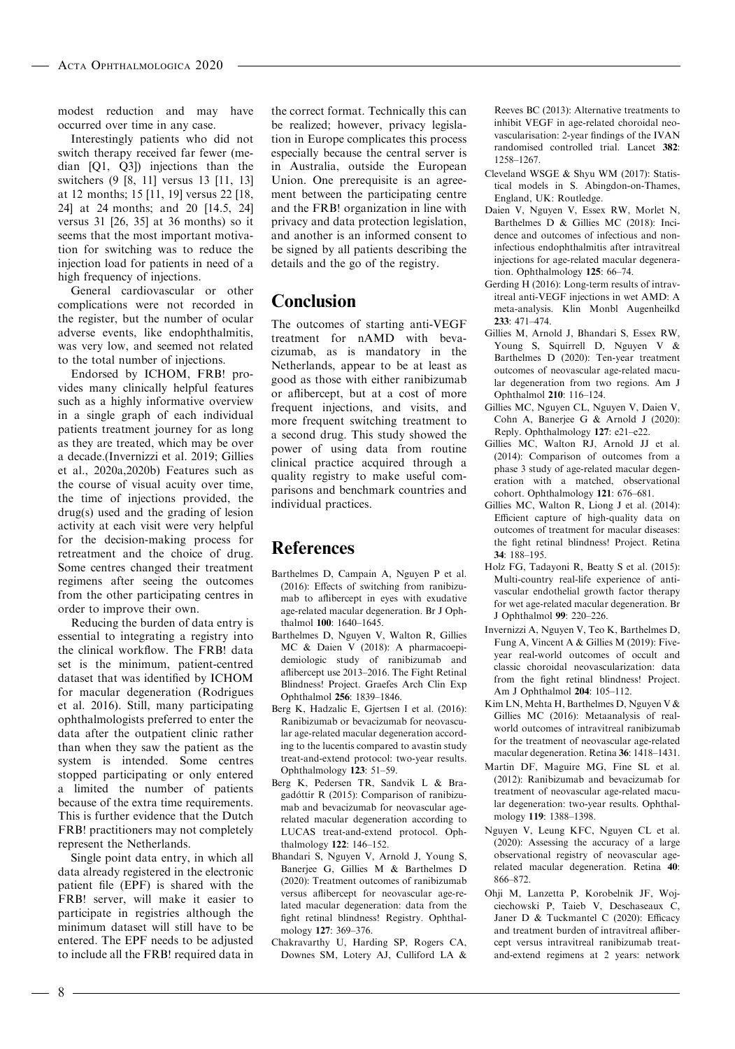modest reduction and may have occurred over time in any case.

Interestingly patients who did not switch therapy received far fewer (median [Q1, Q3]) injections than the switchers (9 [8, 11] versus 13 [11, 13] at 12 months; 15 [11, 19] versus 22 [18, 24] at 24 months; and 20 [14.5, 24] versus 31 [26, 35] at 36 months) so it seems that the most important motivation for switching was to reduce the injection load for patients in need of a high frequency of injections.

General cardiovascular or other complications were not recorded in the register, but the number of ocular adverse events, like endophthalmitis, was very low, and seemed not related to the total number of injections.

Endorsed by ICHOM, FRB! provides many clinically helpful features such as a highly informative overview in a single graph of each individual patients treatment journey for as long as they are treated, which may be over a decade.(Invernizzi et al. 2019; Gillies et al., 2020a,2020b) Features such as the course of visual acuity over time, the time of injections provided, the drug(s) used and the grading of lesion activity at each visit were very helpful for the decision-making process for retreatment and the choice of drug. Some centres changed their treatment regimens after seeing the outcomes from the other participating centres in order to improve their own.

Reducing the burden of data entry is essential to integrating a registry into the clinical workflow. The FRB! data set is the minimum, patient-centred dataset that was identified by ICHOM for macular degeneration (Rodrigues et al. 2016). Still, many participating ophthalmologists preferred to enter the data after the outpatient clinic rather than when they saw the patient as the system is intended. Some centres stopped participating or only entered a limited the number of patients because of the extra time requirements. This is further evidence that the Dutch FRB! practitioners may not completely represent the Netherlands.

Single point data entry, in which all data already registered in the electronic patient file (EPF) is shared with the FRB! server, will make it easier to participate in registries although the minimum dataset will still have to be entered. The EPF needs to be adjusted to include all the FRB! required data in the correct format. Technically this can be realized; however, privacy legislation in Europe complicates this process especially because the central server is in Australia, outside the European Union. One prerequisite is an agreement between the participating centre and the FRB! organization in line with privacy and data protection legislation, and another is an informed consent to be signed by all patients describing the details and the go of the registry.

# Conclusion

The outcomes of starting anti-VEGF treatment for nAMD with bevacizumab, as is mandatory in the Netherlands, appear to be at least as good as those with either ranibizumab or aflibercept, but at a cost of more frequent injections, and visits, and more frequent switching treatment to a second drug. This study showed the power of using data from routine clinical practice acquired through a quality registry to make useful comparisons and benchmark countries and individual practices.

# References

Barthelmes D, Campain A, Nguyen P et al. (2016): Effects of switching from ranibizumab to aflibercept in eyes with exudative age-related macular degeneration. Br J Ophthalmol **100**: 1640–1645.

Barthelmes D, Nguyen V, Walton R, Gillies MC & Daien V (2018): A pharmacoepidemiologic study of ranibizumab and aflibercept use 2013–2016. The Fight Retinal Blindness! Project. Graefes Arch Clin Exp Ophthalmol **256**: 1839–1846.

Berg K, Hadzalic E, Gjertsen I et al. (2016): Ranibizumab or bevacizumab for neovascular age-related macular degeneration according to the lucentis compared to avastin study treat-and-extend protocol: two-year results. Ophthalmology **123**: 51–59.

Berg K, Pedersen TR, Sandvik L & Bragadóttir R (2015): Comparison of ranibizumab and bevacizumab for neovascular age-related macular degeneration according to LUCAS treat-and-extend protocol. Ophthalmology **122**: 146–152.

Bhandari S, Nguyen V, Arnold J, Young S, Banerjee G, Gillies M & Barthelmes D (2020): Treatment outcomes of ranibizumab versus aflibercept for neovascular age-related macular degeneration: data from the fight retinal blindness! Registry. Ophthalmology **127**: 369–376.

Chakravarthy U, Harding SP, Rogers CA, Downes SM, Lotery AJ, Culliford LA & Reeves BC (2013): Alternative treatments to inhibit VEGF in age-related choroidal neovascularisation: 2-year findings of the IVAN randomised controlled trial. Lancet **382**: 1258–1267.

Cleveland WSGE & Shyu WM (2017): Statistical models in S. Abingdon-on-Thames, England, UK: Routledge.

Daien V, Nguyen V, Essex RW, Morlet N, Barthelmes D & Gillies MC (2018): Incidence and outcomes of infectious and non-infectious endophthalmitis after intravitreal injections for age-related macular degeneration. Ophthalmology **125**: 66–74.

Gerding H (2016): Long-term results of intravitreal anti-VEGF injections in wet AMD: A meta-analysis. Klin Monbl Augenheilkd **233**: 471–474.

Gillies M, Arnold J, Bhandari S, Essex RW, Young S, Squirrell D, Nguyen V & Barthelmes D (2020): Ten-year treatment outcomes of neovascular age-related macular degeneration from two regions. Am J Ophthalmol **210**: 116–124.

Gillies MC, Nguyen CL, Nguyen V, Daien V, Cohn A, Banerjee G & Arnold J (2020): Reply. Ophthalmology **127**: e21–e22.

Gillies MC, Walton RJ, Arnold JJ et al. (2014): Comparison of outcomes from a phase 3 study of age-related macular degeneration with a matched, observational cohort. Ophthalmology **121**: 676–681.

Gillies MC, Walton R, Liong J et al. (2014): Efficient capture of high-quality data on outcomes of treatment for macular diseases: the fight retinal blindness! Project. Retina **34**: 188–195.

Holz FG, Tadayoni R, Beatty S et al. (2015): Multi-country real-life experience of anti-vascular endothelial growth factor therapy for wet age-related macular degeneration. Br J Ophthalmol **99**: 220–226.

Invernizzi A, Nguyen V, Teo K, Barthelmes D, Fung A, Vincent A & Gillies M (2019): Five-year real-world outcomes of occult and classic choroidal neovascularization: data from the fight retinal blindness! Project. Am J Ophthalmol **204**: 105–112.

Kim LN, Mehta H, Barthelmes D, Nguyen V & Gillies MC (2016): Metaanalysis of real-world outcomes of intravitreal ranibizumab for the treatment of neovascular age-related macular degeneration. Retina **36**: 1418–1431.

Martin DF, Maguire MG, Fine SL et al. (2012): Ranibizumab and bevacizumab for treatment of neovascular age-related macular degeneration: two-year results. Ophthalmology **119**: 1388–1398.

Nguyen V, Leung KFC, Nguyen CL et al. (2020): Assessing the accuracy of a large observational registry of neovascular age-related macular degeneration. Retina **40**: 866–872.

Ohji M, Lanzetta P, Korobelnik JF, Wojciechowski P, Taieb V, Deschaseaux C, Janer D & Tuckmantel C (2020): Efficacy and treatment burden of intravitreal aflibercept versus intravitreal ranibizumab treat-and-extend regimens at 2 years: network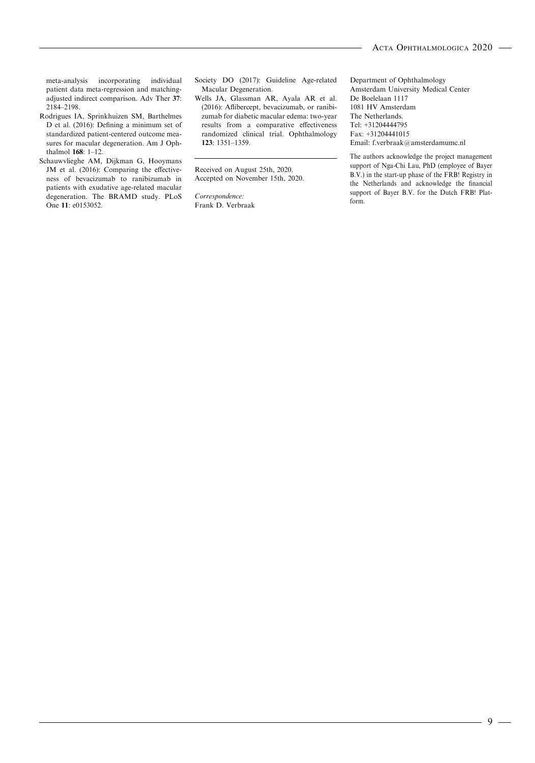meta-analysis incorporating individual patient data meta-regression and matching-adjusted indirect comparison. Adv Ther **37**: 2184–2198.

Rodrigues IA, Sprinkhuizen SM, Barthelmes D et al. (2016): Defining a minimum set of standardized patient-centered outcome measures for macular degeneration. Am J Ophthalmol **168**: 1–12.

Schauwvlieghe AM, Dijkman G, Hooymans JM et al. (2016): Comparing the effectiveness of bevacizumab to ranibizumab in patients with exudative age-related macular degeneration. The BRAMD study. PLoS One **11**: e0153052.

Society DO (2017): Guideline Age-related Macular Degeneration.

Wells JA, Glassman AR, Ayala AR et al. (2016): Aflibercept, bevacizumab, or ranibizumab for diabetic macular edema: two-year results from a comparative effectiveness randomized clinical trial. Ophthalmology **123**: 1351–1359.

---

Received on August 25th, 2020.
Accepted on November 15th, 2020.

*Correspondence:*
Frank D. Verbraak
Department of Ophthalmology
Amsterdam University Medical Center
De Boelelaan 1117
1081 HV Amsterdam
The Netherlands.
Tel: +31204444795
Fax: +31204441015
Email: f.verbraak@amsterdamumc.nl

The authors acknowledge the project management support of Nga-Chi Lau, PhD (employee of Bayer B.V.) in the start-up phase of the FRB! Registry in the Netherlands and acknowledge the financial support of Bayer B.V. for the Dutch FRB! Platform.